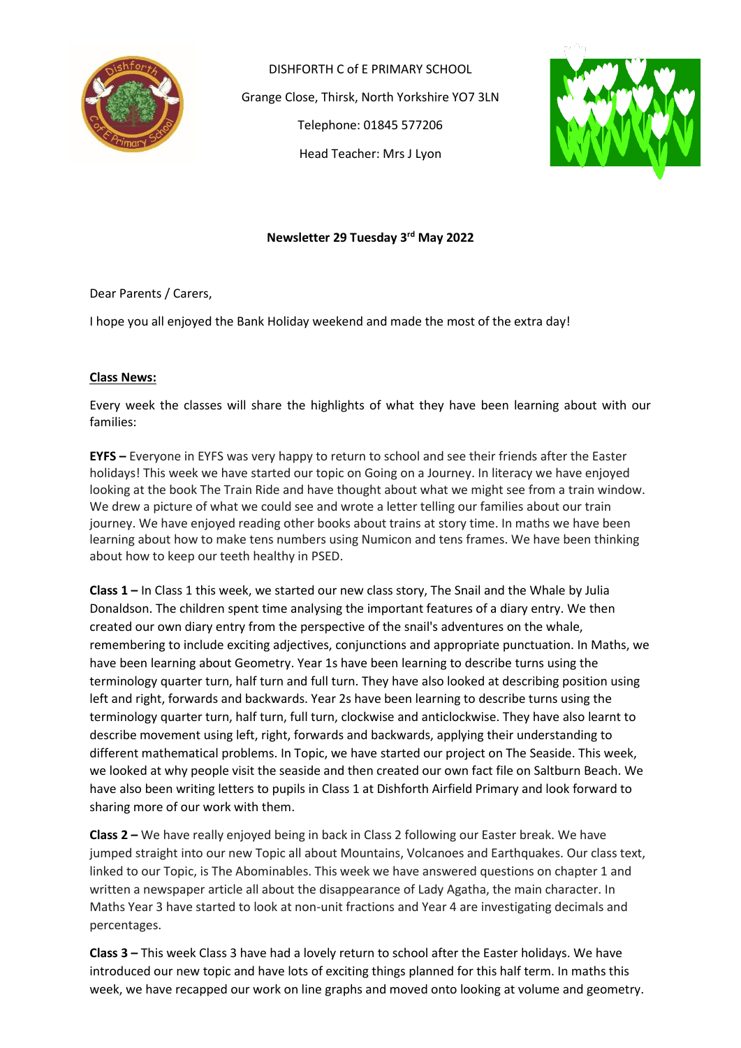DISHFORTH C of E PRIMARY SCHOOL

Grange Close, Thirsk, North Yorkshire YO7 3LN

Telephone: 01845 577206

Head Teacher: Mrs J Lyon

**Newsletter 29 Tuesday 3rd May 2022**

Dear Parents / Carers,

I hope you all enjoyed the Bank Holiday weekend and made the most of the extra day!

**Class News:**

Every week the classes will share the highlights of what they have been learning about with our families:

**EYFS –** Everyone in EYFS was very happy to return to school and see their friends after the Easter holidays! This week we have started our topic on Going on a Journey. In literacy we have enjoyed looking at the book The Train Ride and have thought about what we might see from a train window. We drew a picture of what we could see and wrote a letter telling our families about our train journey. We have enjoyed reading other books about trains at story time. In maths we have been learning about how to make tens numbers using Numicon and tens frames. We have been thinking about how to keep our teeth healthy in PSED.

**Class 1 –** In Class 1 this week, we started our new class story, The Snail and the Whale by Julia Donaldson. The children spent time analysing the important features of a diary entry. We then created our own diary entry from the perspective of the snail's adventures on the whale, remembering to include exciting adjectives, conjunctions and appropriate punctuation. In Maths, we have been learning about Geometry. Year 1s have been learning to describe turns using the terminology quarter turn, half turn and full turn. They have also looked at describing position using left and right, forwards and backwards. Year 2s have been learning to describe turns using the terminology quarter turn, half turn, full turn, clockwise and anticlockwise. They have also learnt to describe movement using left, right, forwards and backwards, applying their understanding to different mathematical problems. In Topic, we have started our project on The Seaside. This week, we looked at why people visit the seaside and then created our own fact file on Saltburn Beach. We have also been writing letters to pupils in Class 1 at Dishforth Airfield Primary and look forward to sharing more of our work with them.

**Class 2 –** We have really enjoyed being in back in Class 2 following our Easter break. We have jumped straight into our new Topic all about Mountains, Volcanoes and Earthquakes. Our class text, linked to our Topic, is The Abominables. This week we have answered questions on chapter 1 and written a newspaper article all about the disappearance of Lady Agatha, the main character. In Maths Year 3 have started to look at non-unit fractions and Year 4 are investigating decimals and percentages.

**Class 3 –** This week Class 3 have had a lovely return to school after the Easter holidays. We have introduced our new topic and have lots of exciting things planned for this half term. In maths this week, we have recapped our work on line graphs and moved onto looking at volume and geometry.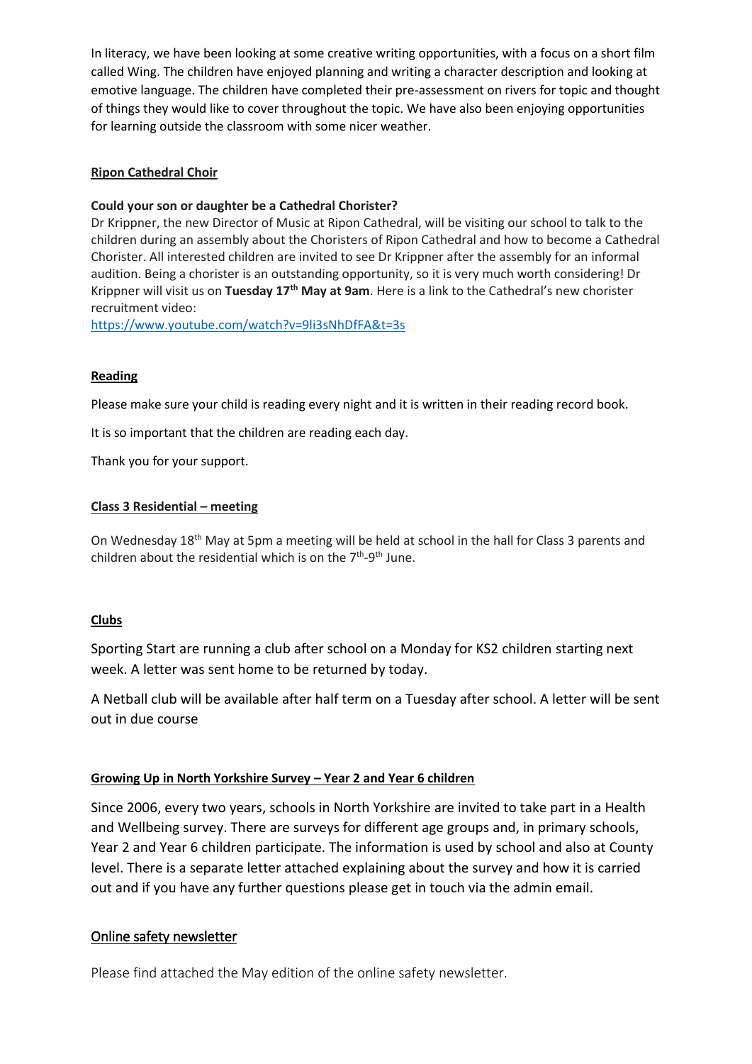In literacy, we have been looking at some creative writing opportunities, with a focus on a short film called Wing. The children have enjoyed planning and writing a character description and looking at emotive language. The children have completed their pre-assessment on rivers for topic and thought of things they would like to cover throughout the topic. We have also been enjoying opportunities for learning outside the classroom with some nicer weather.

## Ripon Cathedral Choir

**Could your son or daughter be a Cathedral Chorister?**

Dr Krippner, the new Director of Music at Ripon Cathedral, will be visiting our school to talk to the children during an assembly about the Choristers of Ripon Cathedral and how to become a Cathedral Chorister. All interested children are invited to see Dr Krippner after the assembly for an informal audition. Being a chorister is an outstanding opportunity, so it is very much worth considering! Dr Krippner will visit us on **Tuesday 17th May at 9am**. Here is a link to the Cathedral's new chorister recruitment video:

https://www.youtube.com/watch?v=9li3sNhDfFA&t=3s

## Reading

Please make sure your child is reading every night and it is written in their reading record book.

It is so important that the children are reading each day.

Thank you for your support.

## Class 3 Residential – meeting

On Wednesday 18th May at 5pm a meeting will be held at school in the hall for Class 3 parents and children about the residential which is on the 7th-9th June.

## Clubs

Sporting Start are running a club after school on a Monday for KS2 children starting next week. A letter was sent home to be returned by today.

A Netball club will be available after half term on a Tuesday after school. A letter will be sent out in due course

## Growing Up in North Yorkshire Survey – Year 2 and Year 6 children

Since 2006, every two years, schools in North Yorkshire are invited to take part in a Health and Wellbeing survey. There are surveys for different age groups and, in primary schools, Year 2 and Year 6 children participate. The information is used by school and also at County level. There is a separate letter attached explaining about the survey and how it is carried out and if you have any further questions please get in touch via the admin email.

## Online safety newsletter

Please find attached the May edition of the online safety newsletter.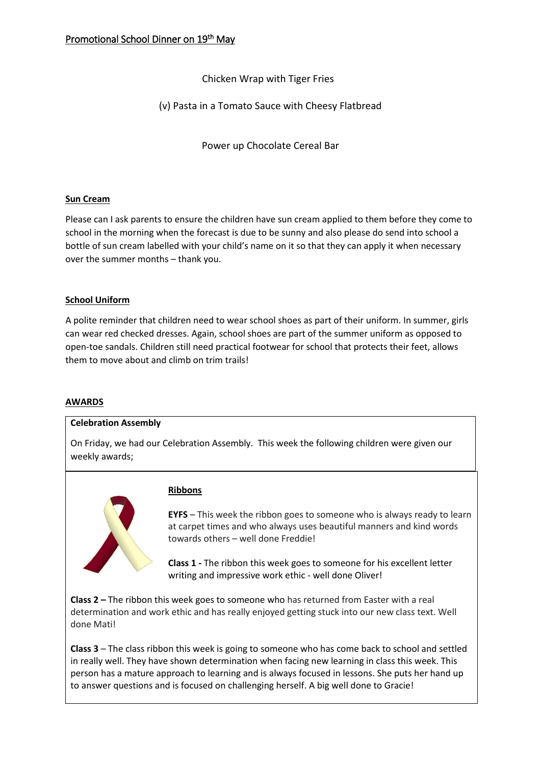## Promotional School Dinner on 19th May

Chicken Wrap with Tiger Fries

(v) Pasta in a Tomato Sauce with Cheesy Flatbread

Power up Chocolate Cereal Bar

### Sun Cream

Please can I ask parents to ensure the children have sun cream applied to them before they come to school in the morning when the forecast is due to be sunny and also please do send into school a bottle of sun cream labelled with your child's name on it so that they can apply it when necessary over the summer months – thank you.

### School Uniform

A polite reminder that children need to wear school shoes as part of their uniform. In summer, girls can wear red checked dresses. Again, school shoes are part of the summer uniform as opposed to open-toe sandals. Children still need practical footwear for school that protects their feet, allows them to move about and climb on trim trails!

## AWARDS

**Celebration Assembly**

On Friday, we had our Celebration Assembly. This week the following children were given our weekly awards;

### Ribbons

**EYFS** – This week the ribbon goes to someone who is always ready to learn at carpet times and who always uses beautiful manners and kind words towards others – well done Freddie!

**Class 1 -** The ribbon this week goes to someone for his excellent letter writing and impressive work ethic - well done Oliver!

**Class 2 –** The ribbon this week goes to someone who has returned from Easter with a real determination and work ethic and has really enjoyed getting stuck into our new class text. Well done Mati!

**Class 3** – The class ribbon this week is going to someone who has come back to school and settled in really well. They have shown determination when facing new learning in class this week. This person has a mature approach to learning and is always focused in lessons. She puts her hand up to answer questions and is focused on challenging herself. A big well done to Gracie!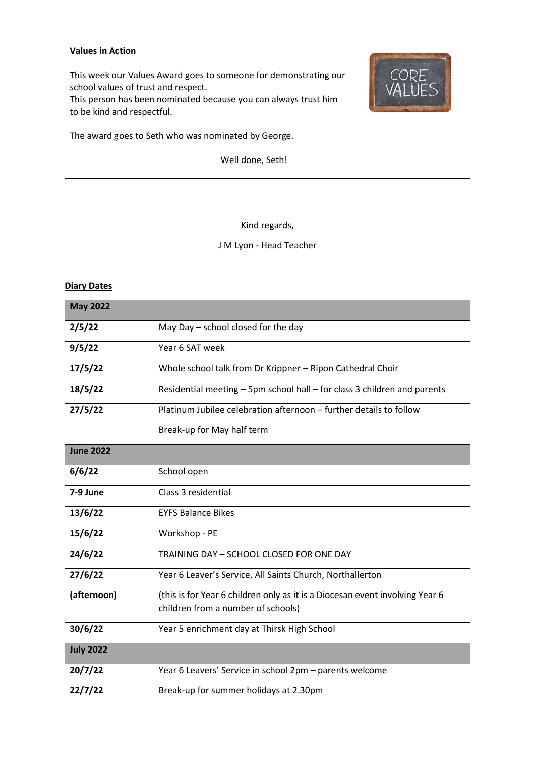**Values in Action**

This week our Values Award goes to someone for demonstrating our school values of trust and respect.
This person has been nominated because you can always trust him to be kind and respectful.

The award goes to Seth who was nominated by George.

Well done, Seth!

Kind regards,

J M Lyon - Head Teacher

**Diary Dates**

| **May 2022** | |
|---|---|
| **2/5/22** | May Day – school closed for the day |
| **9/5/22** | Year 6 SAT week |
| **17/5/22** | Whole school talk from Dr Krippner – Ripon Cathedral Choir |
| **18/5/22** | Residential meeting – 5pm school hall – for class 3 children and parents |
| **27/5/22** | Platinum Jubilee celebration afternoon – further details to follow<br>Break-up for May half term |
| **June 2022** | |
| **6/6/22** | School open |
| **7-9 June** | Class 3 residential |
| **13/6/22** | EYFS Balance Bikes |
| **15/6/22** | Workshop - PE |
| **24/6/22** | TRAINING DAY – SCHOOL CLOSED FOR ONE DAY |
| **27/6/22**<br>**(afternoon)** | Year 6 Leaver's Service, All Saints Church, Northallerton<br>(this is for Year 6 children only as it is a Diocesan event involving Year 6 children from a number of schools) |
| **30/6/22** | Year 5 enrichment day at Thirsk High School |
| **July 2022** | |
| **20/7/22** | Year 6 Leavers' Service in school 2pm – parents welcome |
| **22/7/22** | Break-up for summer holidays at 2.30pm |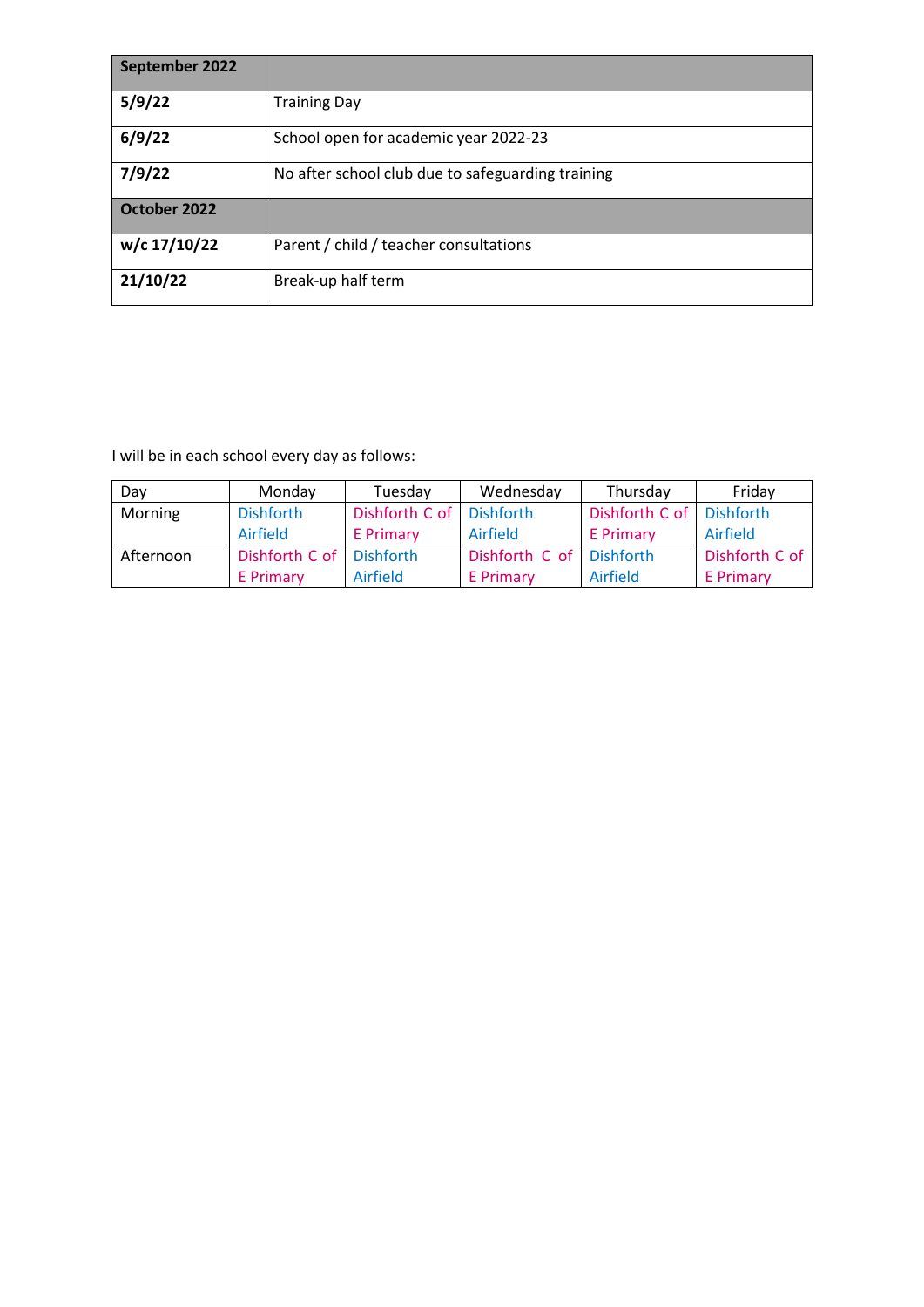| **September 2022** | |
|---|---|
| **5/9/22** | Training Day |
| **6/9/22** | School open for academic year 2022-23 |
| **7/9/22** | No after school club due to safeguarding training |
| **October 2022** | |
| **w/c 17/10/22** | Parent / child / teacher consultations |
| **21/10/22** | Break-up half term |

I will be in each school every day as follows:

| Day | Monday | Tuesday | Wednesday | Thursday | Friday |
|---|---|---|---|---|---|
| Morning | Dishforth Airfield | Dishforth C of E Primary | Dishforth Airfield | Dishforth C of E Primary | Dishforth Airfield |
| Afternoon | Dishforth C of E Primary | Dishforth Airfield | Dishforth C of E Primary | Dishforth Airfield | Dishforth C of E Primary |